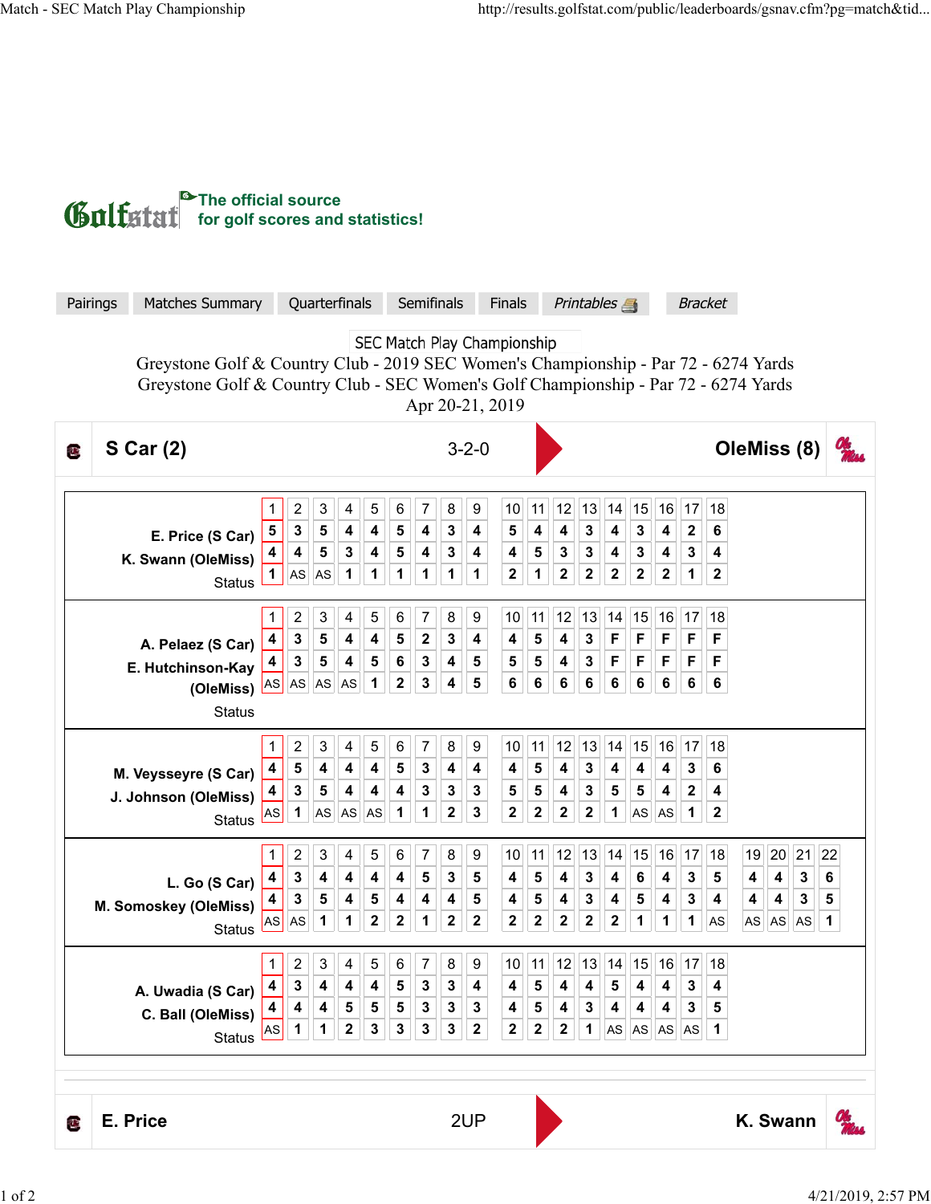Golfstat The official source for golf scores and statistics!

Pairings | Matches Summary | Quarterfinals | Semifinals | Finals | *Printables* | *Bracket*

SEC Match Play Championship

Greystone Golf & Country Club - 2019 SEC Women's Championship - Par 72 - 6274 Yards
Greystone Golf & Country Club - SEC Women's Golf Championship - Par 72 - 6274 Yards
Apr 20-21, 2019

## S Car (2) 3-2-0 OleMiss (8)

| | 1 | 2 | 3 | 4 | 5 | 6 | 7 | 8 | 9 | 10 | 11 | 12 | 13 | 14 | 15 | 16 | 17 | 18 |
|---|---|---|---|---|---|---|---|---|---|---|---|---|---|---|---|---|---|---|
| E. Price (S Car) | 5 | 3 | 5 | 4 | 4 | 5 | 4 | 3 | 4 | 5 | 4 | 4 | 3 | 4 | 3 | 4 | 2 | 6 |
| K. Swann (OleMiss) | 4 | 4 | 5 | 3 | 4 | 5 | 4 | 3 | 4 | 4 | 5 | 3 | 3 | 4 | 3 | 4 | 3 | 4 |
| Status | 1 | AS | AS | 1 | 1 | 1 | 1 | 1 | 1 | 2 | 1 | 2 | 2 | 2 | 2 | 2 | 1 | 2 |

| | 1 | 2 | 3 | 4 | 5 | 6 | 7 | 8 | 9 | 10 | 11 | 12 | 13 | 14 | 15 | 16 | 17 | 18 |
|---|---|---|---|---|---|---|---|---|---|---|---|---|---|---|---|---|---|---|
| A. Pelaez (S Car) | 4 | 3 | 5 | 4 | 4 | 5 | 2 | 3 | 4 | 4 | 5 | 4 | 3 | F | F | F | F | F |
| E. Hutchinson-Kay (OleMiss) | 4 | 3 | 5 | 4 | 5 | 6 | 3 | 4 | 5 | 5 | 5 | 4 | 3 | F | F | F | F | F |
| Status | AS | AS | AS | AS | 1 | 2 | 3 | 4 | 5 | 6 | 6 | 6 | 6 | 6 | 6 | 6 | 6 | 6 |

| | 1 | 2 | 3 | 4 | 5 | 6 | 7 | 8 | 9 | 10 | 11 | 12 | 13 | 14 | 15 | 16 | 17 | 18 |
|---|---|---|---|---|---|---|---|---|---|---|---|---|---|---|---|---|---|---|
| M. Veysseyre (S Car) | 4 | 5 | 4 | 4 | 4 | 5 | 3 | 4 | 4 | 4 | 5 | 4 | 3 | 4 | 4 | 4 | 3 | 6 |
| J. Johnson (OleMiss) | 4 | 3 | 5 | 4 | 4 | 4 | 3 | 3 | 3 | 5 | 5 | 4 | 3 | 5 | 5 | 4 | 2 | 4 |
| Status | AS | 1 | AS | AS | AS | 1 | 1 | 2 | 3 | 2 | 2 | 2 | 2 | 1 | AS | AS | 1 | 2 |

| | 1 | 2 | 3 | 4 | 5 | 6 | 7 | 8 | 9 | 10 | 11 | 12 | 13 | 14 | 15 | 16 | 17 | 18 | 19 | 20 | 21 | 22 |
|---|---|---|---|---|---|---|---|---|---|---|---|---|---|---|---|---|---|---|---|---|---|---|
| L. Go (S Car) | 4 | 3 | 4 | 4 | 4 | 4 | 5 | 3 | 5 | 4 | 5 | 4 | 3 | 4 | 6 | 4 | 3 | 5 | 4 | 4 | 3 | 6 |
| M. Somoskey (OleMiss) | 4 | 3 | 5 | 4 | 5 | 4 | 4 | 4 | 5 | 4 | 5 | 4 | 3 | 4 | 5 | 4 | 3 | 4 | 4 | 4 | 3 | 5 |
| Status | AS | AS | 1 | 1 | 2 | 2 | 1 | 2 | 2 | 2 | 2 | 2 | 2 | 2 | 1 | 1 | 1 | AS | AS | AS | AS | 1 |

| | 1 | 2 | 3 | 4 | 5 | 6 | 7 | 8 | 9 | 10 | 11 | 12 | 13 | 14 | 15 | 16 | 17 | 18 |
|---|---|---|---|---|---|---|---|---|---|---|---|---|---|---|---|---|---|---|
| A. Uwadia (S Car) | 4 | 3 | 4 | 4 | 4 | 5 | 3 | 3 | 4 | 4 | 5 | 4 | 4 | 5 | 4 | 4 | 3 | 4 |
| C. Ball (OleMiss) | 4 | 4 | 4 | 5 | 5 | 5 | 3 | 3 | 3 | 4 | 5 | 4 | 3 | 4 | 4 | 4 | 3 | 5 |
| Status | AS | 1 | 1 | 2 | 3 | 3 | 3 | 3 | 2 | 2 | 2 | 2 | 1 | AS | AS | AS | AS | 1 |

## E. Price 2UP K. Swann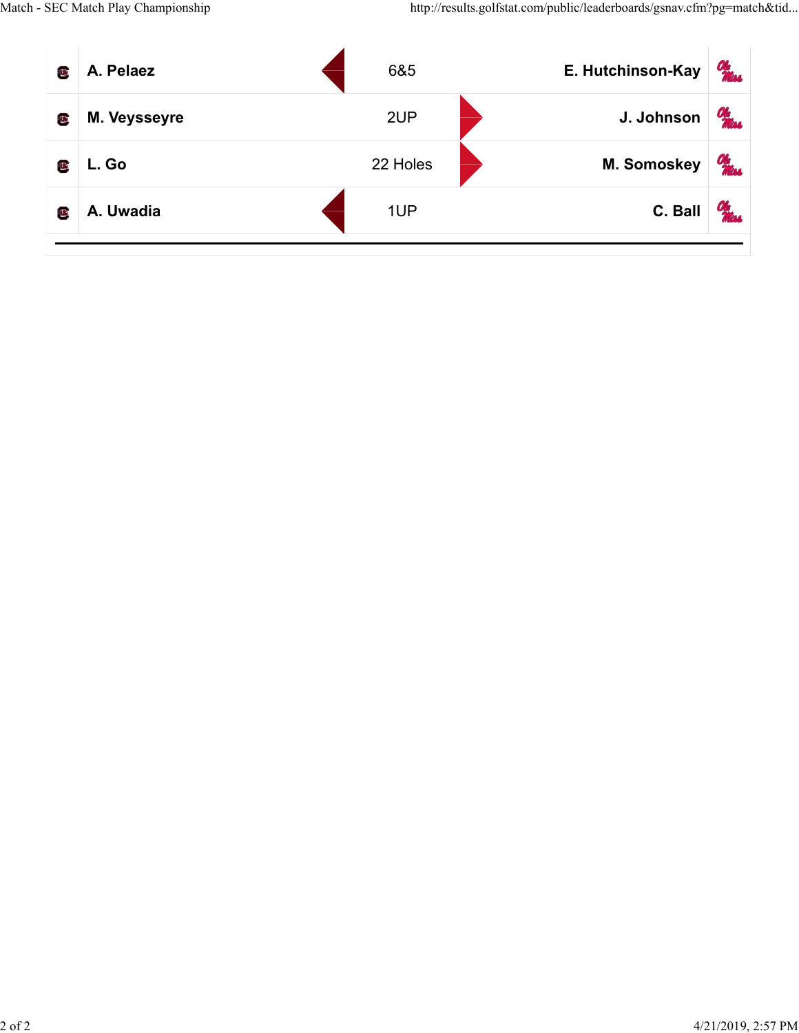| | | |
|---|---|---|
| A. Pelaez | 6&5 | E. Hutchinson-Kay |
| M. Veysseyre | 2UP | J. Johnson |
| L. Go | 22 Holes | M. Somoskey |
| A. Uwadia | 1UP | C. Ball |